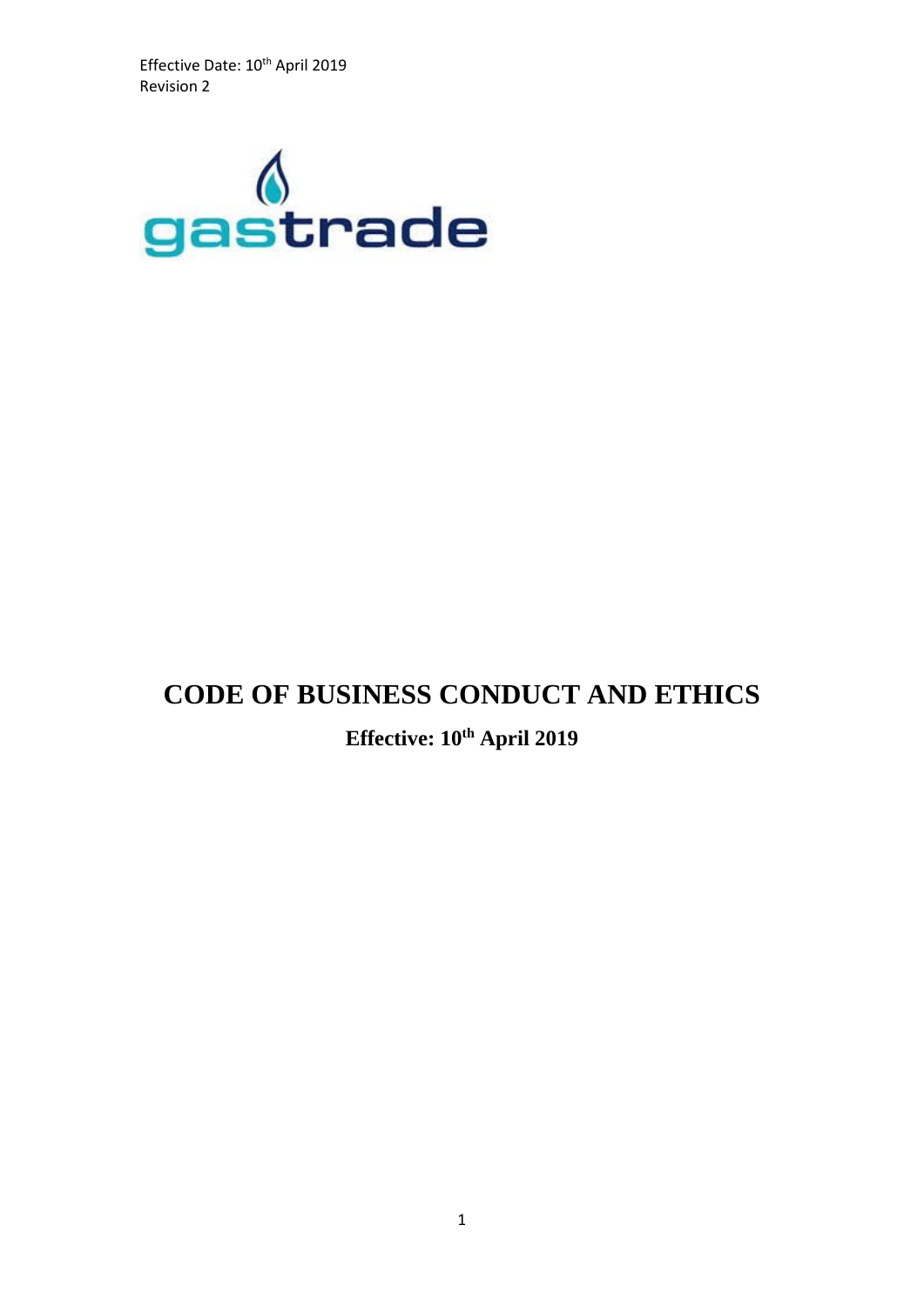Effective Date: 10th April 2019
Revision 2

gastrade

# CODE OF BUSINESS CONDUCT AND ETHICS

**Effective: 10th April 2019**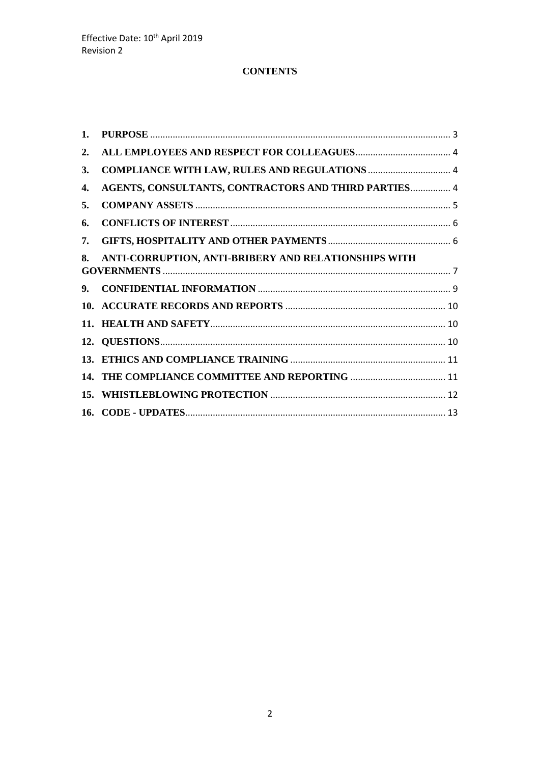Effective Date: 10th April 2019
Revision 2

# CONTENTS

| | | |
|---|---|---|
| 1. | **PURPOSE** | 3 |
| 2. | **ALL EMPLOYEES AND RESPECT FOR COLLEAGUES** | 4 |
| 3. | **COMPLIANCE WITH LAW, RULES AND REGULATIONS** | 4 |
| 4. | **AGENTS, CONSULTANTS, CONTRACTORS AND THIRD PARTIES** | 4 |
| 5. | **COMPANY ASSETS** | 5 |
| 6. | **CONFLICTS OF INTEREST** | 6 |
| 7. | **GIFTS, HOSPITALITY AND OTHER PAYMENTS** | 6 |
| 8. | **ANTI-CORRUPTION, ANTI-BRIBERY AND RELATIONSHIPS WITH GOVERNMENTS** | 7 |
| 9. | **CONFIDENTIAL INFORMATION** | 9 |
| 10. | **ACCURATE RECORDS AND REPORTS** | 10 |
| 11. | **HEALTH AND SAFETY** | 10 |
| 12. | **QUESTIONS** | 10 |
| 13. | **ETHICS AND COMPLIANCE TRAINING** | 11 |
| 14. | **THE COMPLIANCE COMMITTEE AND REPORTING** | 11 |
| 15. | **WHISTLEBLOWING PROTECTION** | 12 |
| 16. | **CODE - UPDATES** | 13 |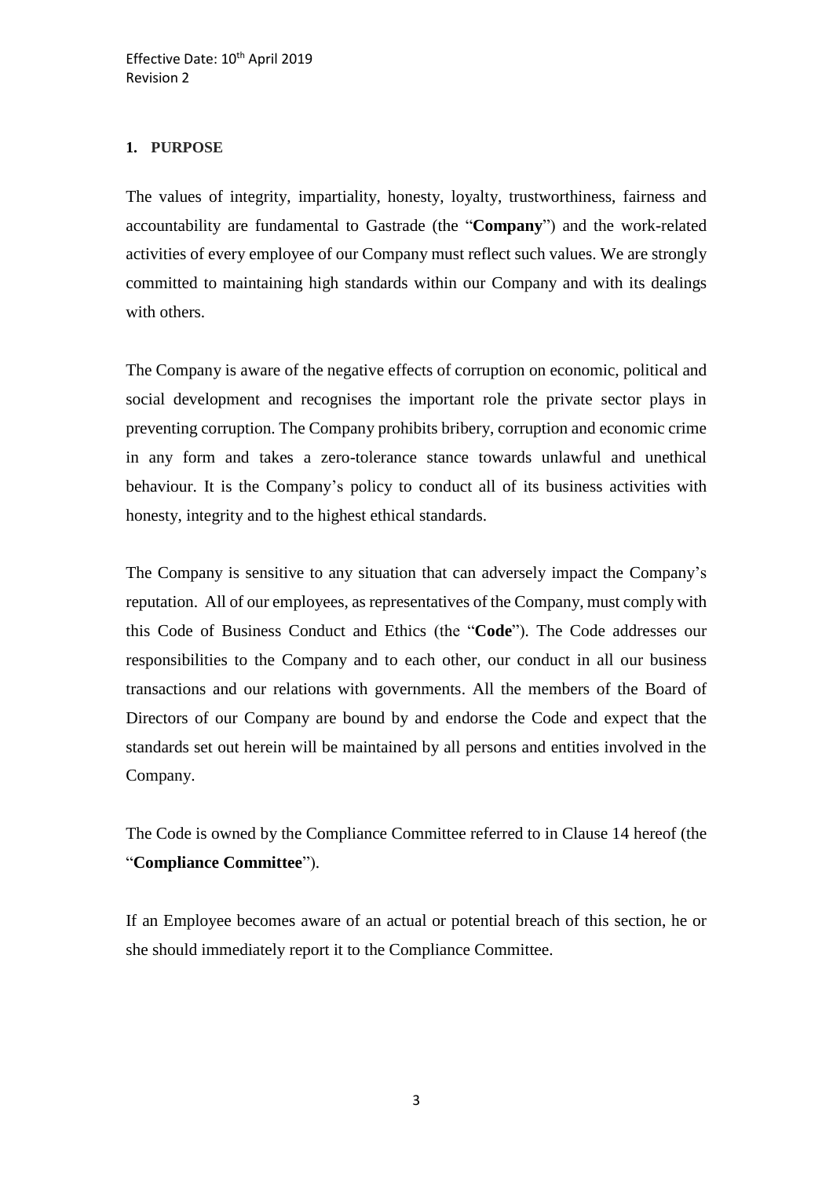## 1. PURPOSE

The values of integrity, impartiality, honesty, loyalty, trustworthiness, fairness and accountability are fundamental to Gastrade (the "**Company**") and the work-related activities of every employee of our Company must reflect such values. We are strongly committed to maintaining high standards within our Company and with its dealings with others.

The Company is aware of the negative effects of corruption on economic, political and social development and recognises the important role the private sector plays in preventing corruption. The Company prohibits bribery, corruption and economic crime in any form and takes a zero-tolerance stance towards unlawful and unethical behaviour. It is the Company's policy to conduct all of its business activities with honesty, integrity and to the highest ethical standards.

The Company is sensitive to any situation that can adversely impact the Company's reputation. All of our employees, as representatives of the Company, must comply with this Code of Business Conduct and Ethics (the "**Code**"). The Code addresses our responsibilities to the Company and to each other, our conduct in all our business transactions and our relations with governments. All the members of the Board of Directors of our Company are bound by and endorse the Code and expect that the standards set out herein will be maintained by all persons and entities involved in the Company.

The Code is owned by the Compliance Committee referred to in Clause 14 hereof (the "**Compliance Committee**").

If an Employee becomes aware of an actual or potential breach of this section, he or she should immediately report it to the Compliance Committee.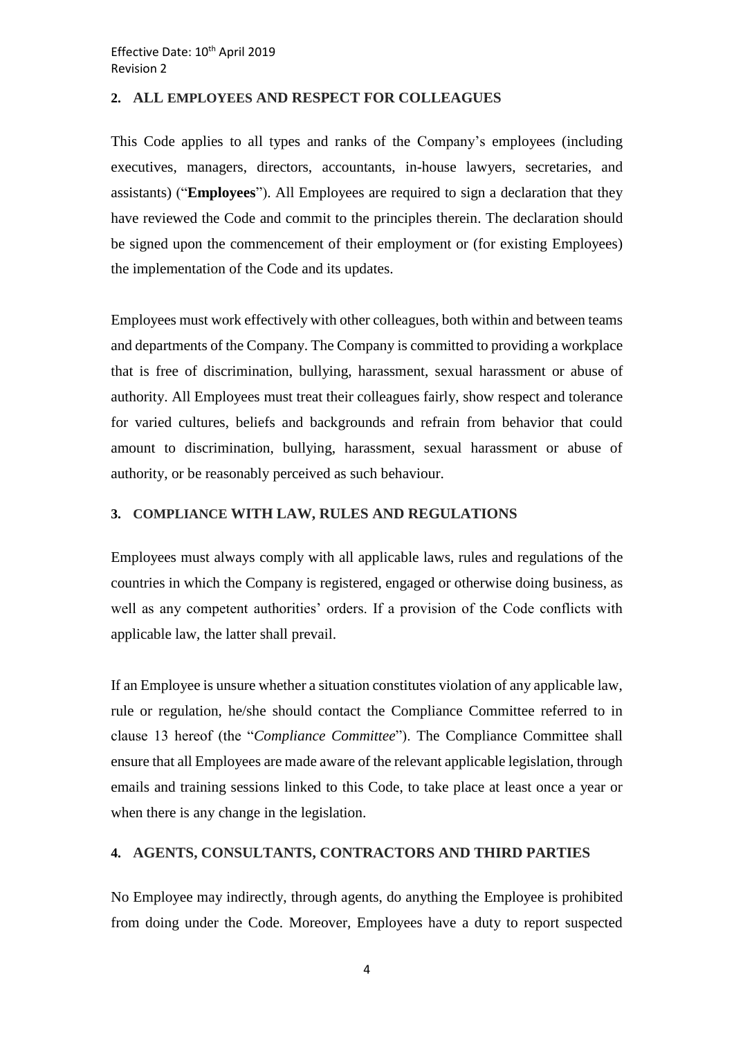## 2. ALL EMPLOYEES AND RESPECT FOR COLLEAGUES

This Code applies to all types and ranks of the Company's employees (including executives, managers, directors, accountants, in-house lawyers, secretaries, and assistants) ("**Employees**"). All Employees are required to sign a declaration that they have reviewed the Code and commit to the principles therein. The declaration should be signed upon the commencement of their employment or (for existing Employees) the implementation of the Code and its updates.

Employees must work effectively with other colleagues, both within and between teams and departments of the Company. The Company is committed to providing a workplace that is free of discrimination, bullying, harassment, sexual harassment or abuse of authority. All Employees must treat their colleagues fairly, show respect and tolerance for varied cultures, beliefs and backgrounds and refrain from behavior that could amount to discrimination, bullying, harassment, sexual harassment or abuse of authority, or be reasonably perceived as such behaviour.

## 3. COMPLIANCE WITH LAW, RULES AND REGULATIONS

Employees must always comply with all applicable laws, rules and regulations of the countries in which the Company is registered, engaged or otherwise doing business, as well as any competent authorities' orders. If a provision of the Code conflicts with applicable law, the latter shall prevail.

If an Employee is unsure whether a situation constitutes violation of any applicable law, rule or regulation, he/she should contact the Compliance Committee referred to in clause 13 hereof (the "*Compliance Committee*"). The Compliance Committee shall ensure that all Employees are made aware of the relevant applicable legislation, through emails and training sessions linked to this Code, to take place at least once a year or when there is any change in the legislation.

## 4. AGENTS, CONSULTANTS, CONTRACTORS AND THIRD PARTIES

No Employee may indirectly, through agents, do anything the Employee is prohibited from doing under the Code. Moreover, Employees have a duty to report suspected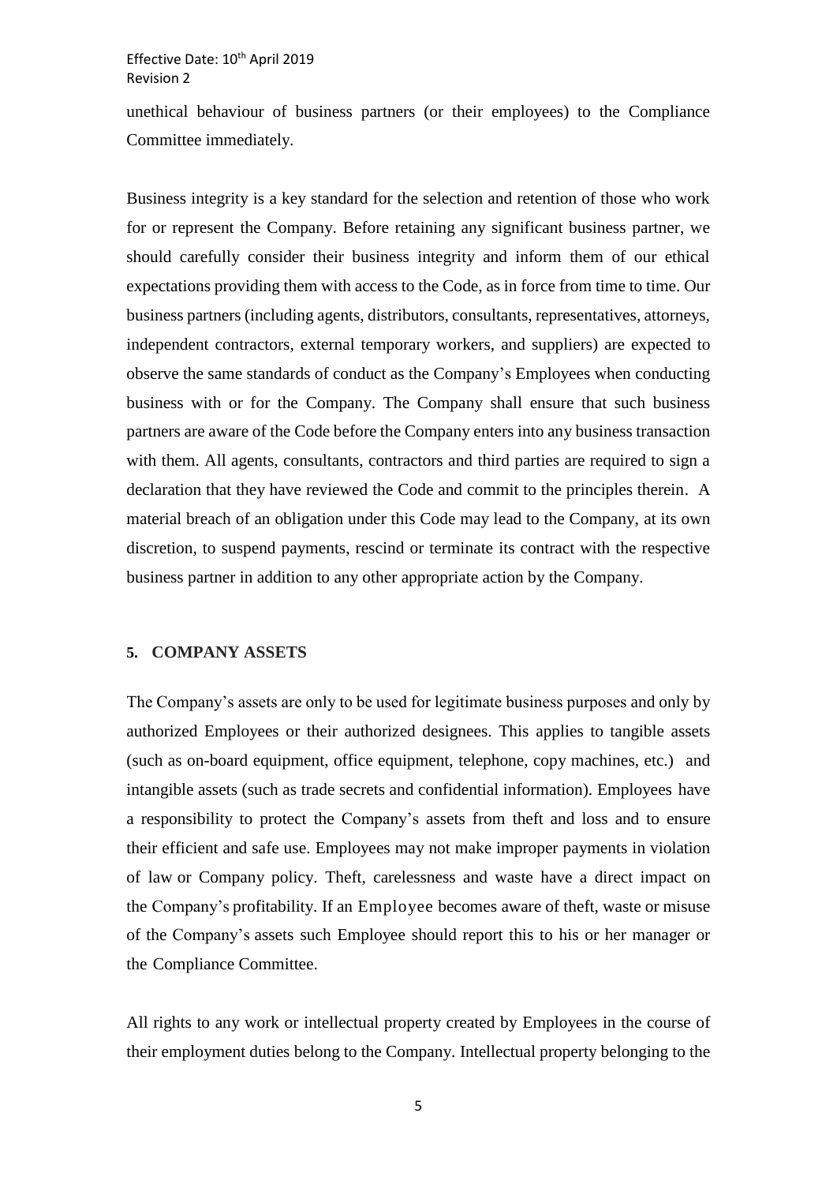unethical behaviour of business partners (or their employees) to the Compliance Committee immediately.

Business integrity is a key standard for the selection and retention of those who work for or represent the Company. Before retaining any significant business partner, we should carefully consider their business integrity and inform them of our ethical expectations providing them with access to the Code, as in force from time to time. Our business partners (including agents, distributors, consultants, representatives, attorneys, independent contractors, external temporary workers, and suppliers) are expected to observe the same standards of conduct as the Company's Employees when conducting business with or for the Company. The Company shall ensure that such business partners are aware of the Code before the Company enters into any business transaction with them. All agents, consultants, contractors and third parties are required to sign a declaration that they have reviewed the Code and commit to the principles therein. A material breach of an obligation under this Code may lead to the Company, at its own discretion, to suspend payments, rescind or terminate its contract with the respective business partner in addition to any other appropriate action by the Company.

## 5. COMPANY ASSETS

The Company's assets are only to be used for legitimate business purposes and only by authorized Employees or their authorized designees. This applies to tangible assets (such as on-board equipment, office equipment, telephone, copy machines, etc.) and intangible assets (such as trade secrets and confidential information). Employees have a responsibility to protect the Company's assets from theft and loss and to ensure their efficient and safe use. Employees may not make improper payments in violation of law or Company policy. Theft, carelessness and waste have a direct impact on the Company's profitability. If an Employee becomes aware of theft, waste or misuse of the Company's assets such Employee should report this to his or her manager or the Compliance Committee.

All rights to any work or intellectual property created by Employees in the course of their employment duties belong to the Company. Intellectual property belonging to the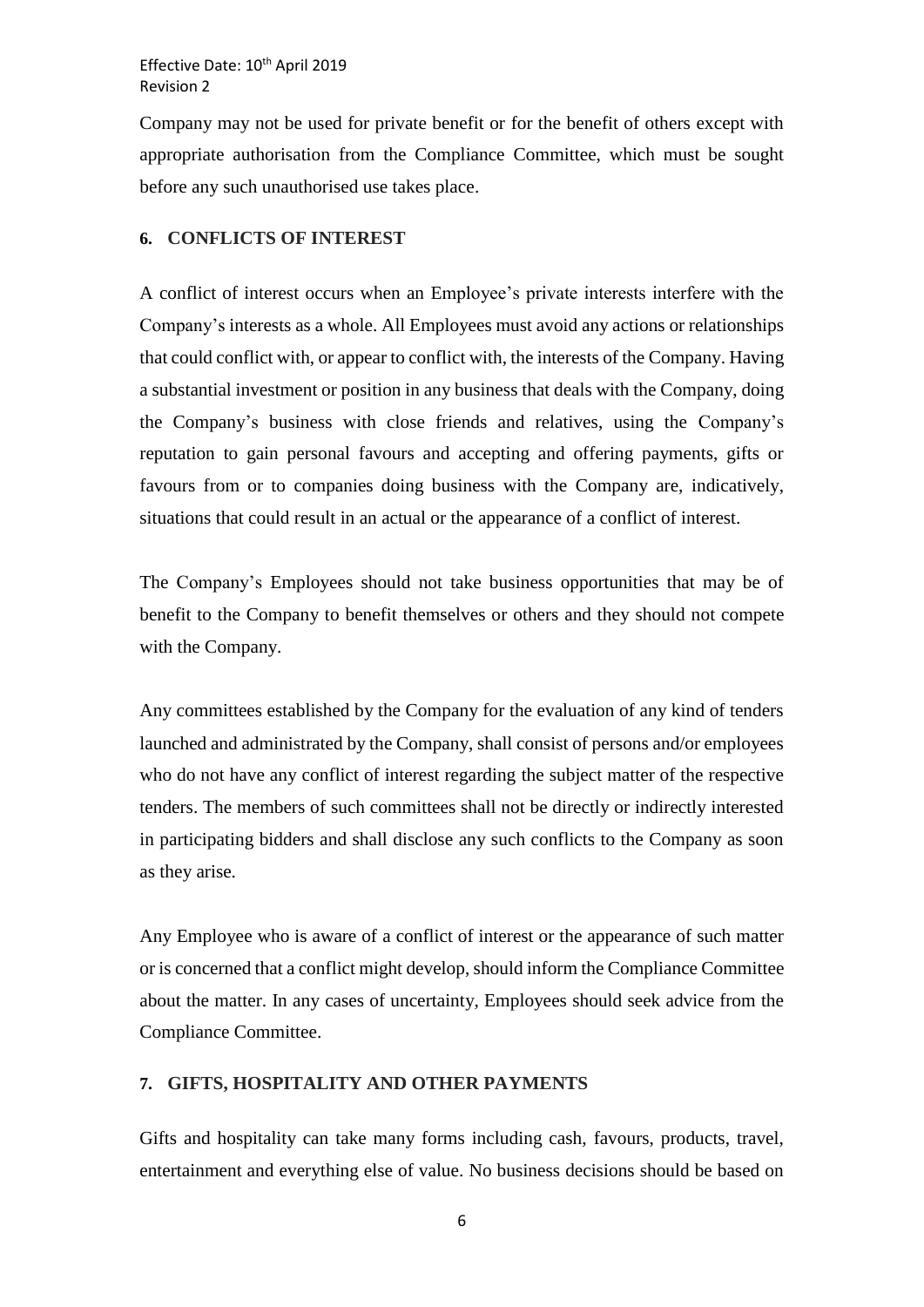Company may not be used for private benefit or for the benefit of others except with appropriate authorisation from the Compliance Committee, which must be sought before any such unauthorised use takes place.

## 6. CONFLICTS OF INTEREST

A conflict of interest occurs when an Employee's private interests interfere with the Company's interests as a whole. All Employees must avoid any actions or relationships that could conflict with, or appear to conflict with, the interests of the Company. Having a substantial investment or position in any business that deals with the Company, doing the Company's business with close friends and relatives, using the Company's reputation to gain personal favours and accepting and offering payments, gifts or favours from or to companies doing business with the Company are, indicatively, situations that could result in an actual or the appearance of a conflict of interest.

The Company's Employees should not take business opportunities that may be of benefit to the Company to benefit themselves or others and they should not compete with the Company.

Any committees established by the Company for the evaluation of any kind of tenders launched and administrated by the Company, shall consist of persons and/or employees who do not have any conflict of interest regarding the subject matter of the respective tenders. The members of such committees shall not be directly or indirectly interested in participating bidders and shall disclose any such conflicts to the Company as soon as they arise.

Any Employee who is aware of a conflict of interest or the appearance of such matter or is concerned that a conflict might develop, should inform the Compliance Committee about the matter. In any cases of uncertainty, Employees should seek advice from the Compliance Committee.

## 7. GIFTS, HOSPITALITY AND OTHER PAYMENTS

Gifts and hospitality can take many forms including cash, favours, products, travel, entertainment and everything else of value. No business decisions should be based on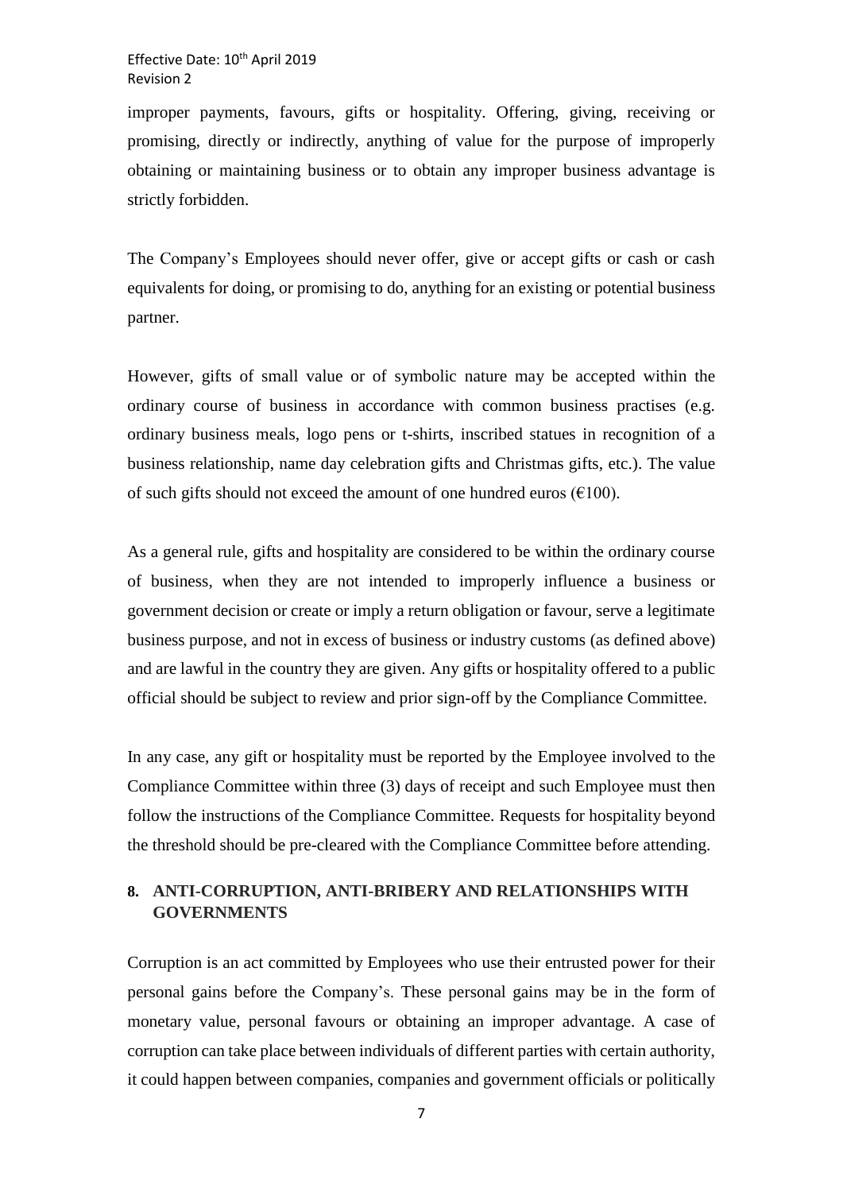improper payments, favours, gifts or hospitality. Offering, giving, receiving or promising, directly or indirectly, anything of value for the purpose of improperly obtaining or maintaining business or to obtain any improper business advantage is strictly forbidden.

The Company's Employees should never offer, give or accept gifts or cash or cash equivalents for doing, or promising to do, anything for an existing or potential business partner.

However, gifts of small value or of symbolic nature may be accepted within the ordinary course of business in accordance with common business practises (e.g. ordinary business meals, logo pens or t-shirts, inscribed statues in recognition of a business relationship, name day celebration gifts and Christmas gifts, etc.). The value of such gifts should not exceed the amount of one hundred euros (€100).

As a general rule, gifts and hospitality are considered to be within the ordinary course of business, when they are not intended to improperly influence a business or government decision or create or imply a return obligation or favour, serve a legitimate business purpose, and not in excess of business or industry customs (as defined above) and are lawful in the country they are given. Any gifts or hospitality offered to a public official should be subject to review and prior sign-off by the Compliance Committee.

In any case, any gift or hospitality must be reported by the Employee involved to the Compliance Committee within three (3) days of receipt and such Employee must then follow the instructions of the Compliance Committee. Requests for hospitality beyond the threshold should be pre-cleared with the Compliance Committee before attending.

## 8. ANTI-CORRUPTION, ANTI-BRIBERY AND RELATIONSHIPS WITH GOVERNMENTS

Corruption is an act committed by Employees who use their entrusted power for their personal gains before the Company's. These personal gains may be in the form of monetary value, personal favours or obtaining an improper advantage. A case of corruption can take place between individuals of different parties with certain authority, it could happen between companies, companies and government officials or politically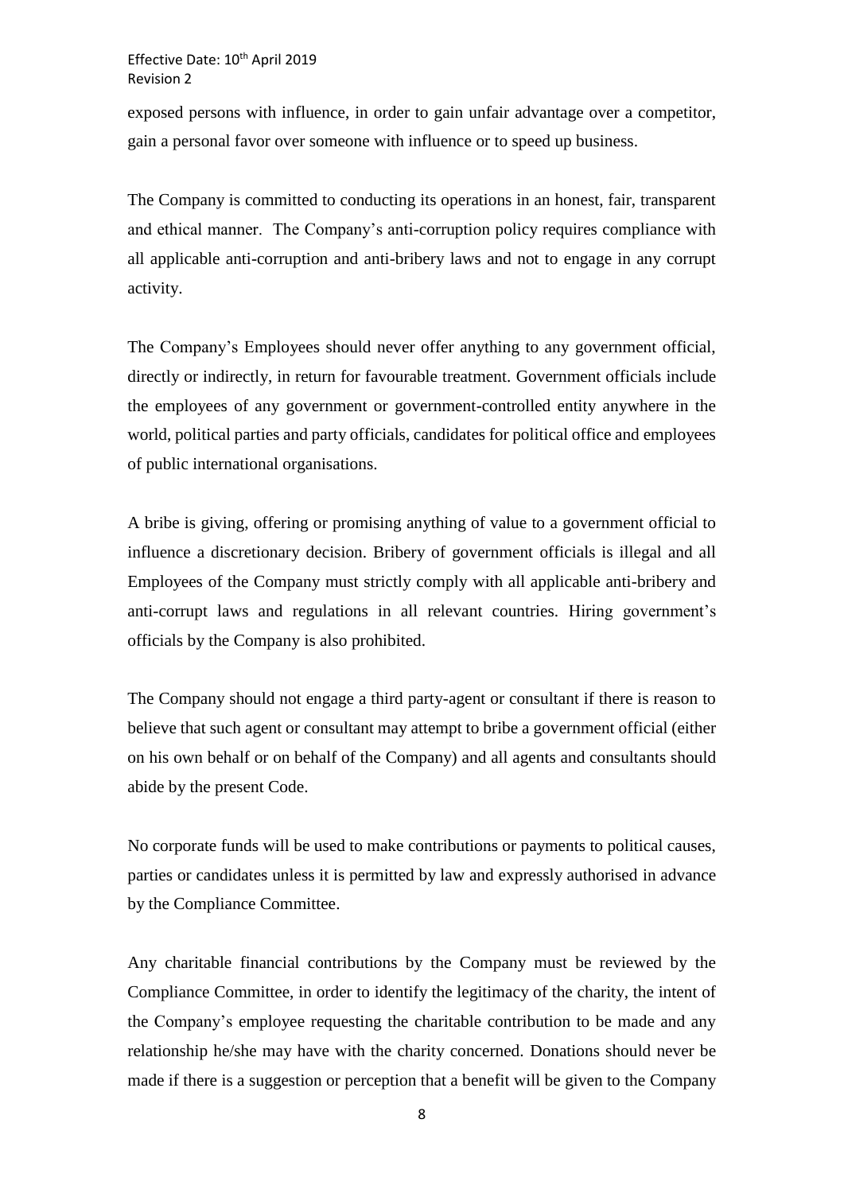exposed persons with influence, in order to gain unfair advantage over a competitor, gain a personal favor over someone with influence or to speed up business.

The Company is committed to conducting its operations in an honest, fair, transparent and ethical manner. The Company's anti-corruption policy requires compliance with all applicable anti-corruption and anti-bribery laws and not to engage in any corrupt activity.

The Company's Employees should never offer anything to any government official, directly or indirectly, in return for favourable treatment. Government officials include the employees of any government or government-controlled entity anywhere in the world, political parties and party officials, candidates for political office and employees of public international organisations.

A bribe is giving, offering or promising anything of value to a government official to influence a discretionary decision. Bribery of government officials is illegal and all Employees of the Company must strictly comply with all applicable anti-bribery and anti-corrupt laws and regulations in all relevant countries. Hiring government's officials by the Company is also prohibited.

The Company should not engage a third party-agent or consultant if there is reason to believe that such agent or consultant may attempt to bribe a government official (either on his own behalf or on behalf of the Company) and all agents and consultants should abide by the present Code.

No corporate funds will be used to make contributions or payments to political causes, parties or candidates unless it is permitted by law and expressly authorised in advance by the Compliance Committee.

Any charitable financial contributions by the Company must be reviewed by the Compliance Committee, in order to identify the legitimacy of the charity, the intent of the Company's employee requesting the charitable contribution to be made and any relationship he/she may have with the charity concerned. Donations should never be made if there is a suggestion or perception that a benefit will be given to the Company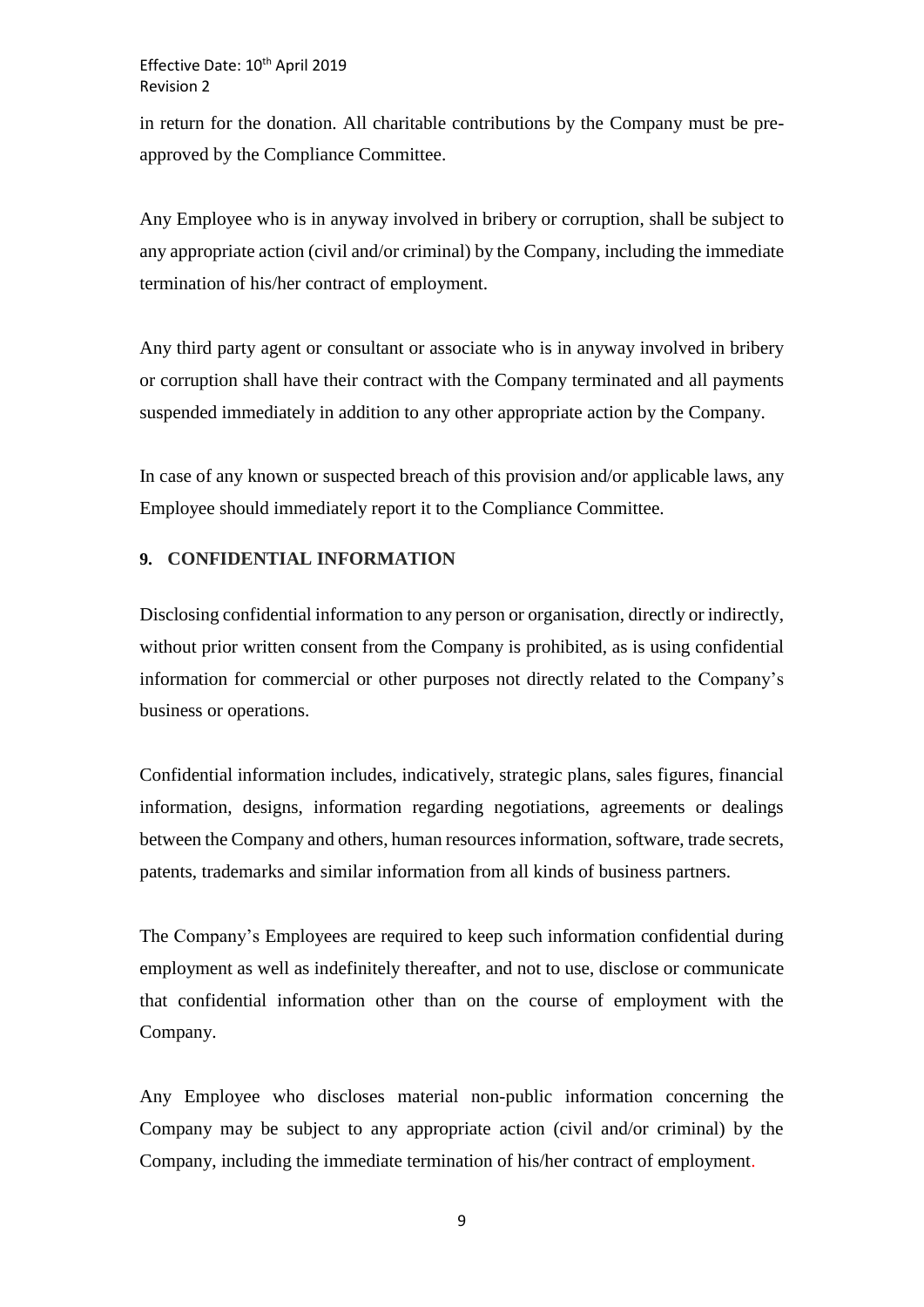in return for the donation. All charitable contributions by the Company must be pre-approved by the Compliance Committee.

Any Employee who is in anyway involved in bribery or corruption, shall be subject to any appropriate action (civil and/or criminal) by the Company, including the immediate termination of his/her contract of employment.

Any third party agent or consultant or associate who is in anyway involved in bribery or corruption shall have their contract with the Company terminated and all payments suspended immediately in addition to any other appropriate action by the Company.

In case of any known or suspected breach of this provision and/or applicable laws, any Employee should immediately report it to the Compliance Committee.

## 9. CONFIDENTIAL INFORMATION

Disclosing confidential information to any person or organisation, directly or indirectly, without prior written consent from the Company is prohibited, as is using confidential information for commercial or other purposes not directly related to the Company's business or operations.

Confidential information includes, indicatively, strategic plans, sales figures, financial information, designs, information regarding negotiations, agreements or dealings between the Company and others, human resources information, software, trade secrets, patents, trademarks and similar information from all kinds of business partners.

The Company's Employees are required to keep such information confidential during employment as well as indefinitely thereafter, and not to use, disclose or communicate that confidential information other than on the course of employment with the Company.

Any Employee who discloses material non-public information concerning the Company may be subject to any appropriate action (civil and/or criminal) by the Company, including the immediate termination of his/her contract of employment.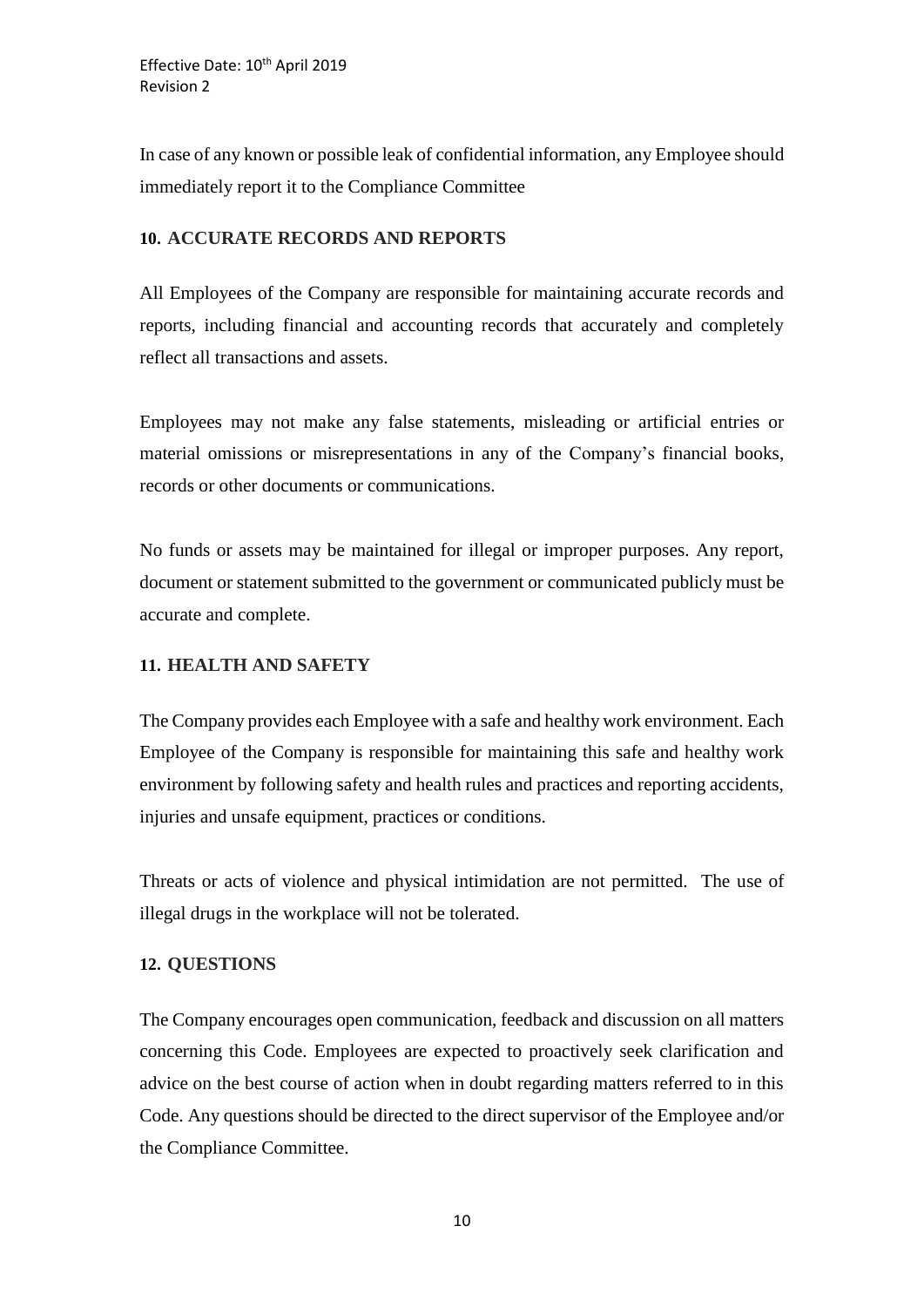In case of any known or possible leak of confidential information, any Employee should immediately report it to the Compliance Committee

## 10. ACCURATE RECORDS AND REPORTS

All Employees of the Company are responsible for maintaining accurate records and reports, including financial and accounting records that accurately and completely reflect all transactions and assets.

Employees may not make any false statements, misleading or artificial entries or material omissions or misrepresentations in any of the Company's financial books, records or other documents or communications.

No funds or assets may be maintained for illegal or improper purposes. Any report, document or statement submitted to the government or communicated publicly must be accurate and complete.

## 11. HEALTH AND SAFETY

The Company provides each Employee with a safe and healthy work environment. Each Employee of the Company is responsible for maintaining this safe and healthy work environment by following safety and health rules and practices and reporting accidents, injuries and unsafe equipment, practices or conditions.

Threats or acts of violence and physical intimidation are not permitted. The use of illegal drugs in the workplace will not be tolerated.

## 12. QUESTIONS

The Company encourages open communication, feedback and discussion on all matters concerning this Code. Employees are expected to proactively seek clarification and advice on the best course of action when in doubt regarding matters referred to in this Code. Any questions should be directed to the direct supervisor of the Employee and/or the Compliance Committee.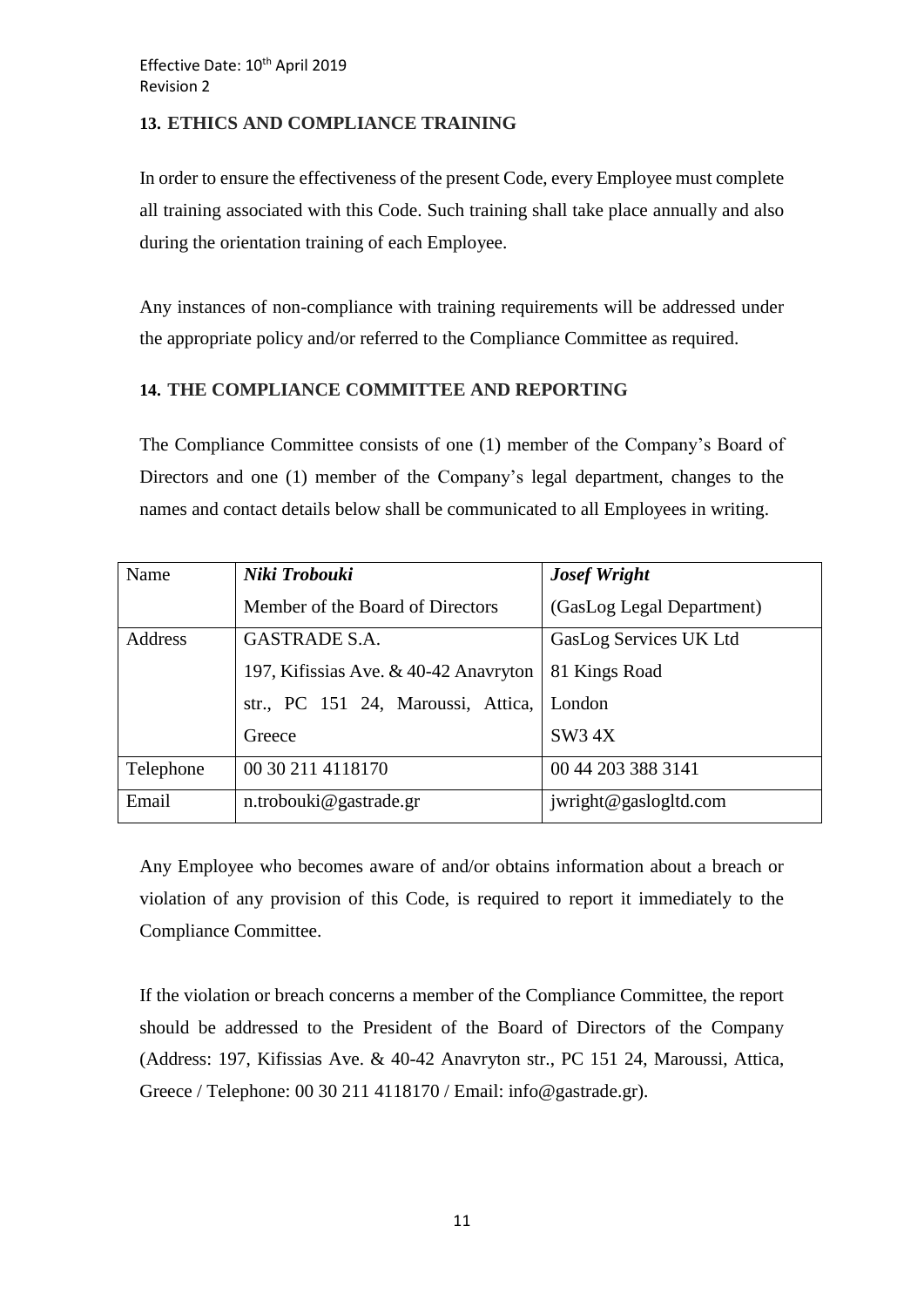## 13. ETHICS AND COMPLIANCE TRAINING

In order to ensure the effectiveness of the present Code, every Employee must complete all training associated with this Code. Such training shall take place annually and also during the orientation training of each Employee.

Any instances of non-compliance with training requirements will be addressed under the appropriate policy and/or referred to the Compliance Committee as required.

## 14. THE COMPLIANCE COMMITTEE AND REPORTING

The Compliance Committee consists of one (1) member of the Company's Board of Directors and one (1) member of the Company's legal department, changes to the names and contact details below shall be communicated to all Employees in writing.

| Name | ***Niki Trobouki*** Member of the Board of Directors | ***Josef Wright*** (GasLog Legal Department) |
|---|---|---|
| Address | GASTRADE S.A. 197, Kifissias Ave. & 40-42 Anavryton str., PC 151 24, Maroussi, Attica, Greece | GasLog Services UK Ltd 81 Kings Road London SW3 4X |
| Telephone | 00 30 211 4118170 | 00 44 203 388 3141 |
| Email | n.trobouki@gastrade.gr | jwright@gaslogltd.com |

Any Employee who becomes aware of and/or obtains information about a breach or violation of any provision of this Code, is required to report it immediately to the Compliance Committee.

If the violation or breach concerns a member of the Compliance Committee, the report should be addressed to the President of the Board of Directors of the Company (Address: 197, Kifissias Ave. & 40-42 Anavryton str., PC 151 24, Maroussi, Attica, Greece / Telephone: 00 30 211 4118170 / Email: info@gastrade.gr).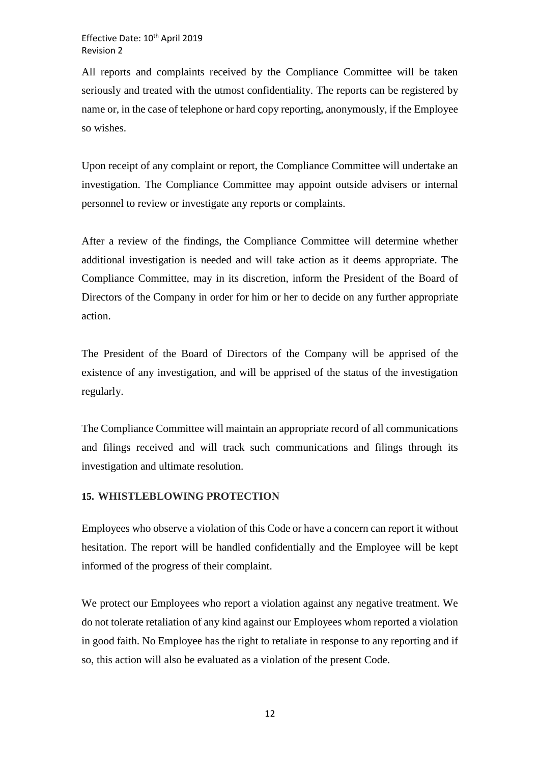All reports and complaints received by the Compliance Committee will be taken seriously and treated with the utmost confidentiality. The reports can be registered by name or, in the case of telephone or hard copy reporting, anonymously, if the Employee so wishes.

Upon receipt of any complaint or report, the Compliance Committee will undertake an investigation. The Compliance Committee may appoint outside advisers or internal personnel to review or investigate any reports or complaints.

After a review of the findings, the Compliance Committee will determine whether additional investigation is needed and will take action as it deems appropriate. The Compliance Committee, may in its discretion, inform the President of the Board of Directors of the Company in order for him or her to decide on any further appropriate action.

The President of the Board of Directors of the Company will be apprised of the existence of any investigation, and will be apprised of the status of the investigation regularly.

The Compliance Committee will maintain an appropriate record of all communications and filings received and will track such communications and filings through its investigation and ultimate resolution.

## 15. WHISTLEBLOWING PROTECTION

Employees who observe a violation of this Code or have a concern can report it without hesitation. The report will be handled confidentially and the Employee will be kept informed of the progress of their complaint.

We protect our Employees who report a violation against any negative treatment. We do not tolerate retaliation of any kind against our Employees whom reported a violation in good faith. No Employee has the right to retaliate in response to any reporting and if so, this action will also be evaluated as a violation of the present Code.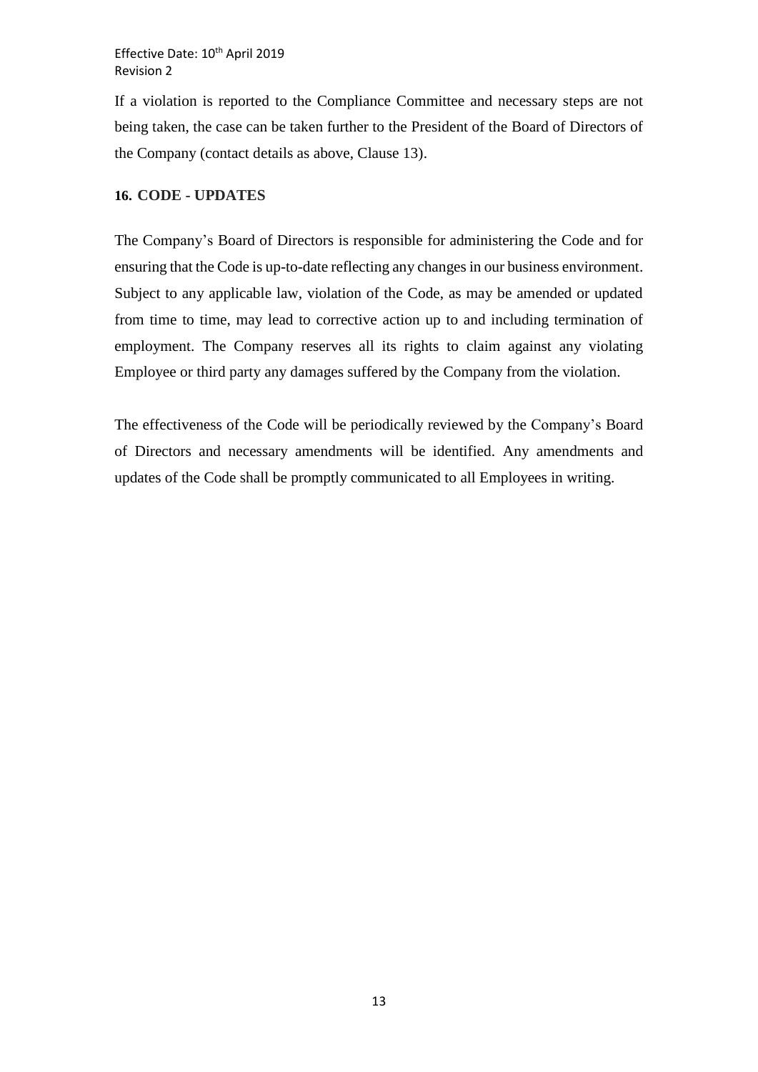If a violation is reported to the Compliance Committee and necessary steps are not being taken, the case can be taken further to the President of the Board of Directors of the Company (contact details as above, Clause 13).

## 16. CODE - UPDATES

The Company's Board of Directors is responsible for administering the Code and for ensuring that the Code is up-to-date reflecting any changes in our business environment. Subject to any applicable law, violation of the Code, as may be amended or updated from time to time, may lead to corrective action up to and including termination of employment. The Company reserves all its rights to claim against any violating Employee or third party any damages suffered by the Company from the violation.

The effectiveness of the Code will be periodically reviewed by the Company's Board of Directors and necessary amendments will be identified. Any amendments and updates of the Code shall be promptly communicated to all Employees in writing.